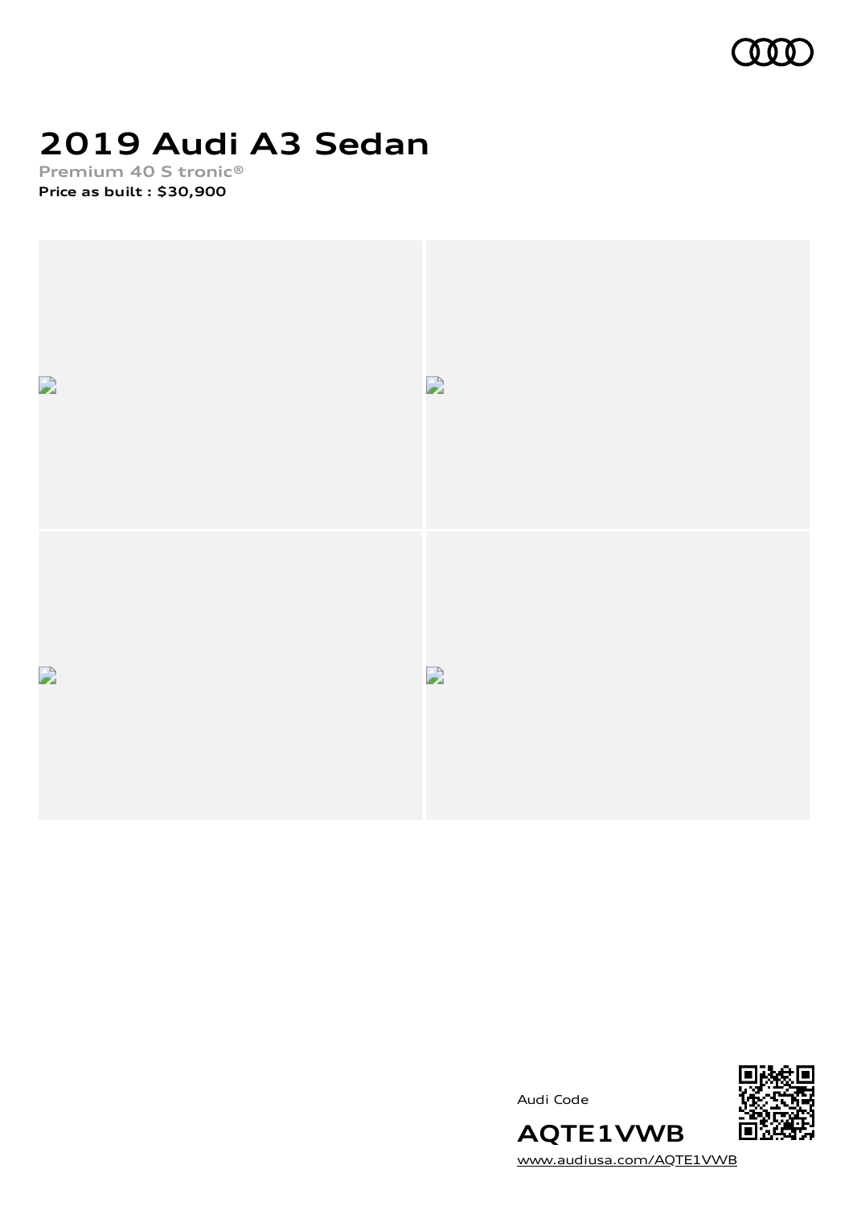# 2019 Audi A3 Sedan

Premium 40 S tronic®

**Price as built : $30,900**

Audi Code

**AQTE1VWB**

www.audiusa.com/AQTE1VWB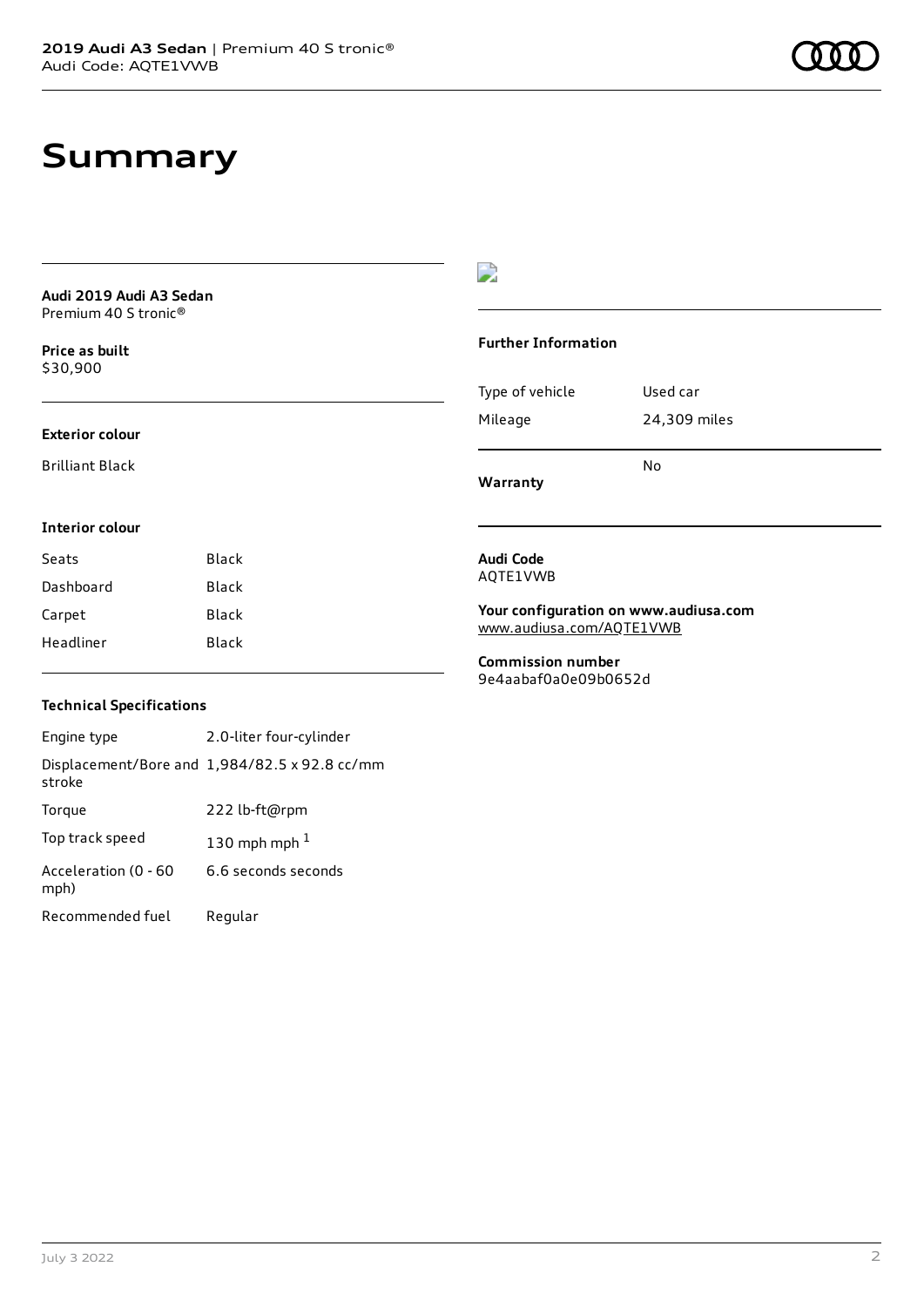# Summary

**Audi 2019 Audi A3 Sedan**
Premium 40 S tronic®

**Price as built**
$30,900

### Exterior colour

Brilliant Black

### Interior colour

| | |
|---|---|
| Seats | Black |
| Dashboard | Black |
| Carpet | Black |
| Headliner | Black |

### Technical Specifications

| | |
|---|---|
| Engine type | 2.0-liter four-cylinder |
| Displacement/Bore and stroke | 1,984/82.5 x 92.8 cc/mm |
| Torque | 222 lb-ft@rpm |
| Top track speed | 130 mph mph [1] |
| Acceleration (0 - 60 mph) | 6.6 seconds seconds |
| Recommended fuel | Regular |

### Further Information

| | |
|---|---|
| Type of vehicle | Used car |
| Mileage | 24,309 miles |
| **Warranty** | No |

**Audi Code**
AQTE1VWB

**Your configuration on www.audiusa.com**
www.audiusa.com/AQTE1VWB

**Commission number**
9e4aabaf0a0e09b0652d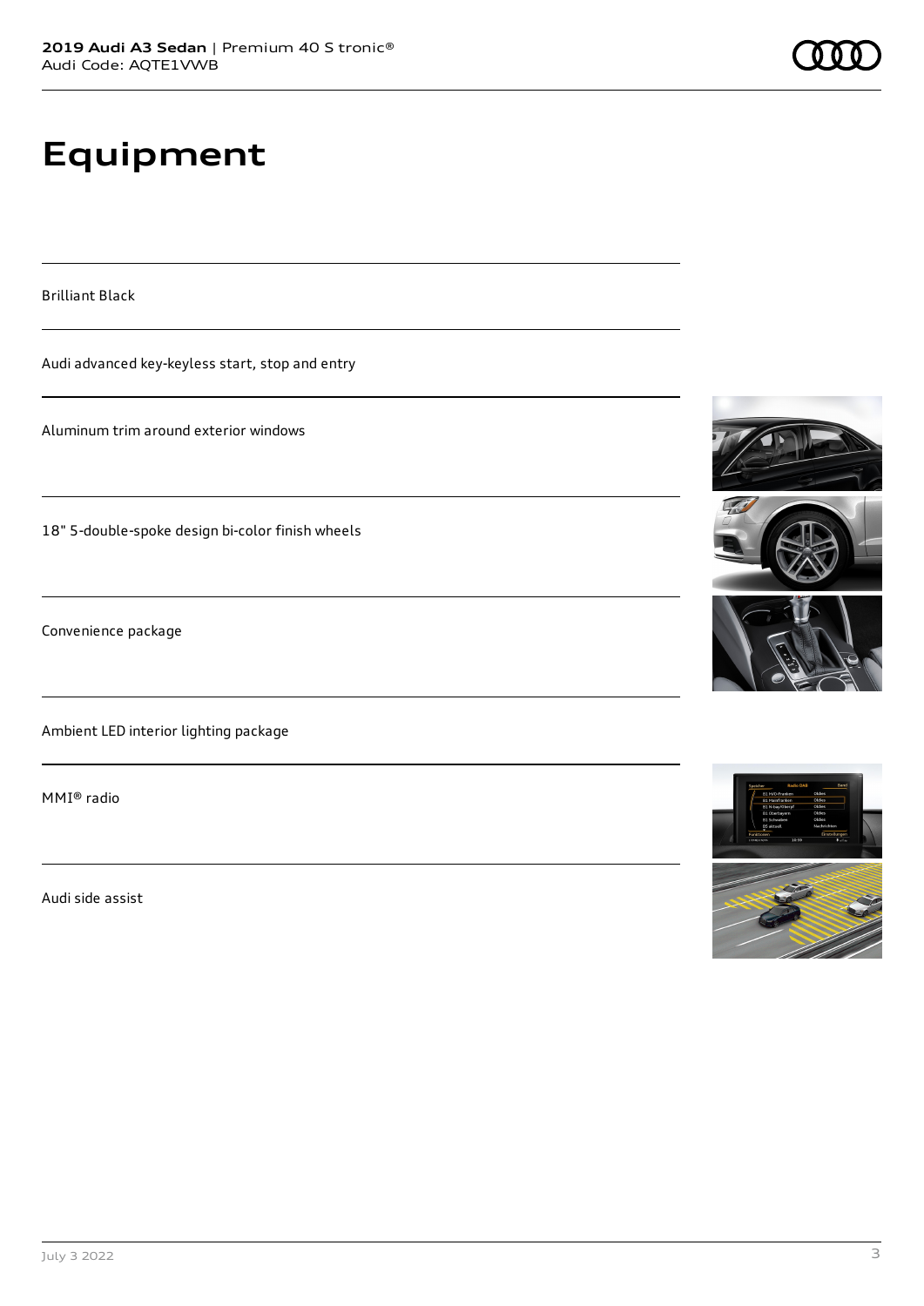# Equipment

Brilliant Black

Audi advanced key-keyless start, stop and entry

Aluminum trim around exterior windows

18" 5-double-spoke design bi-color finish wheels

Convenience package

Ambient LED interior lighting package

MMI® radio

Audi side assist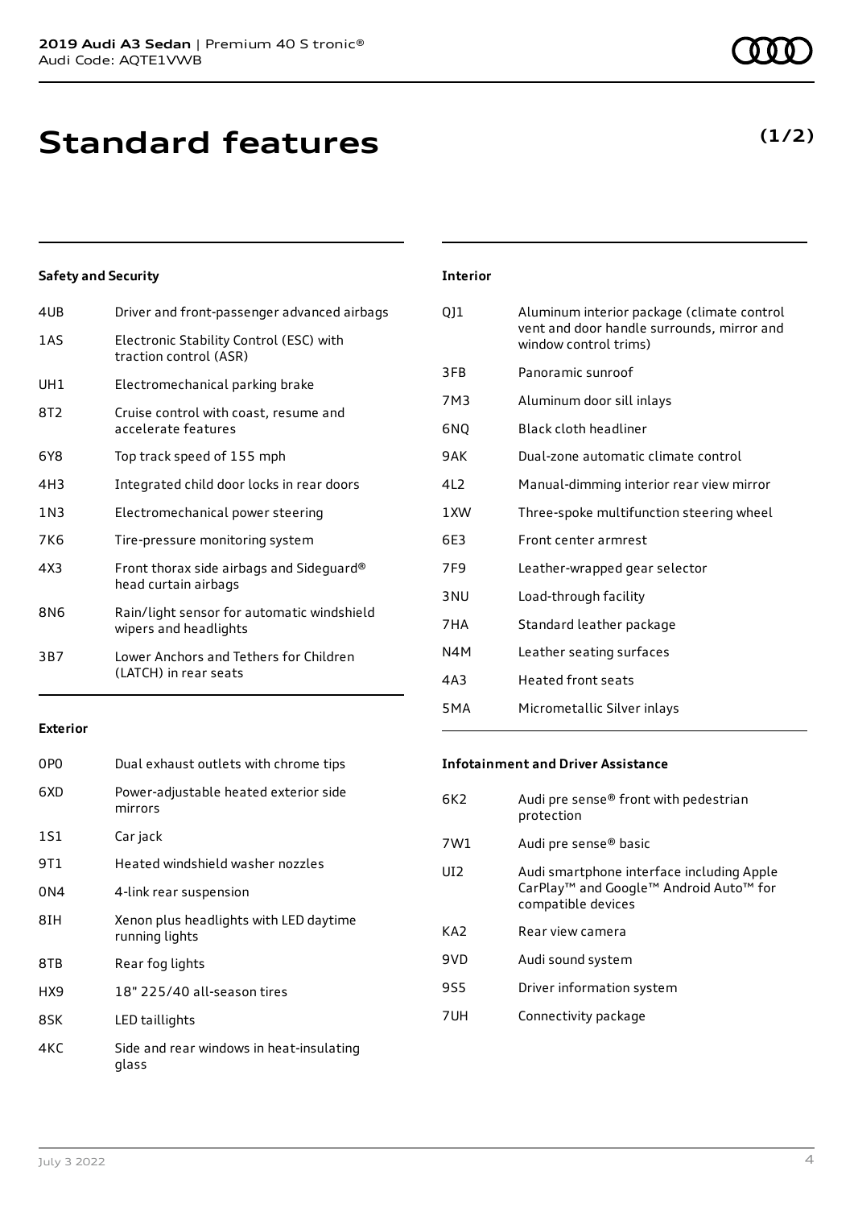# Standard features

**(1/2)**

### Safety and Security

| | |
|---|---|
| 4UB | Driver and front-passenger advanced airbags |
| 1AS | Electronic Stability Control (ESC) with traction control (ASR) |
| UH1 | Electromechanical parking brake |
| 8T2 | Cruise control with coast, resume and accelerate features |
| 6Y8 | Top track speed of 155 mph |
| 4H3 | Integrated child door locks in rear doors |
| 1N3 | Electromechanical power steering |
| 7K6 | Tire-pressure monitoring system |
| 4X3 | Front thorax side airbags and Sideguard® head curtain airbags |
| 8N6 | Rain/light sensor for automatic windshield wipers and headlights |
| 3B7 | Lower Anchors and Tethers for Children (LATCH) in rear seats |

### Exterior

| | |
|---|---|
| 0P0 | Dual exhaust outlets with chrome tips |
| 6XD | Power-adjustable heated exterior side mirrors |
| 1S1 | Car jack |
| 9T1 | Heated windshield washer nozzles |
| 0N4 | 4-link rear suspension |
| 8IH | Xenon plus headlights with LED daytime running lights |
| 8TB | Rear fog lights |
| HX9 | 18" 225/40 all-season tires |
| 8SK | LED taillights |
| 4KC | Side and rear windows in heat-insulating glass |

### Interior

| | |
|---|---|
| QJ1 | Aluminum interior package (climate control vent and door handle surrounds, mirror and window control trims) |
| 3FB | Panoramic sunroof |
| 7M3 | Aluminum door sill inlays |
| 6NQ | Black cloth headliner |
| 9AK | Dual-zone automatic climate control |
| 4L2 | Manual-dimming interior rear view mirror |
| 1XW | Three-spoke multifunction steering wheel |
| 6E3 | Front center armrest |
| 7F9 | Leather-wrapped gear selector |
| 3NU | Load-through facility |
| 7HA | Standard leather package |
| N4M | Leather seating surfaces |
| 4A3 | Heated front seats |
| 5MA | Micrometallic Silver inlays |

### Infotainment and Driver Assistance

| | |
|---|---|
| 6K2 | Audi pre sense® front with pedestrian protection |
| 7W1 | Audi pre sense® basic |
| UI2 | Audi smartphone interface including Apple CarPlay™ and Google™ Android Auto™ for compatible devices |
| KA2 | Rear view camera |
| 9VD | Audi sound system |
| 9S5 | Driver information system |
| 7UH | Connectivity package |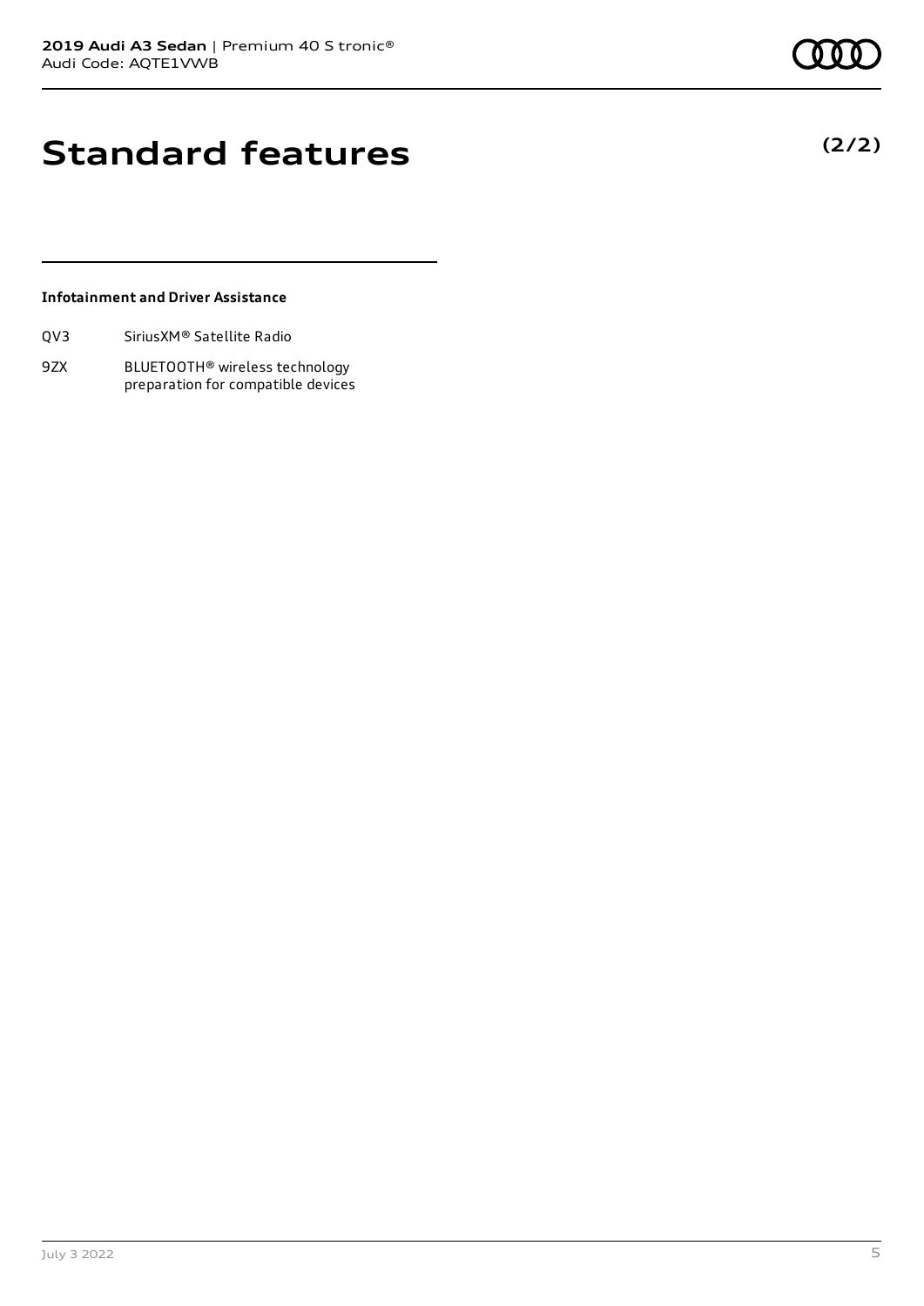# Standard features

**(2/2)**

### Infotainment and Driver Assistance

| | |
|---|---|
| QV3 | SiriusXM® Satellite Radio |
| 9ZX | BLUETOOTH® wireless technology preparation for compatible devices |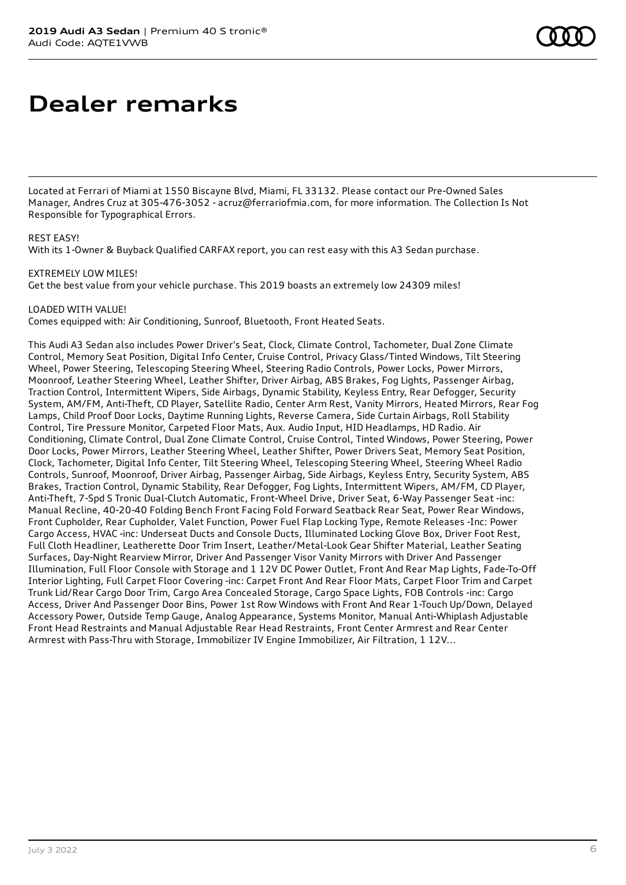# Dealer remarks

Located at Ferrari of Miami at 1550 Biscayne Blvd, Miami, FL 33132. Please contact our Pre-Owned Sales Manager, Andres Cruz at 305-476-3052 - acruz@ferrariofmia.com, for more information. The Collection Is Not Responsible for Typographical Errors.

REST EASY!
With its 1-Owner & Buyback Qualified CARFAX report, you can rest easy with this A3 Sedan purchase.

EXTREMELY LOW MILES!
Get the best value from your vehicle purchase. This 2019 boasts an extremely low 24309 miles!

LOADED WITH VALUE!
Comes equipped with: Air Conditioning, Sunroof, Bluetooth, Front Heated Seats.

This Audi A3 Sedan also includes Power Driver's Seat, Clock, Climate Control, Tachometer, Dual Zone Climate Control, Memory Seat Position, Digital Info Center, Cruise Control, Privacy Glass/Tinted Windows, Tilt Steering Wheel, Power Steering, Telescoping Steering Wheel, Steering Radio Controls, Power Locks, Power Mirrors, Moonroof, Leather Steering Wheel, Leather Shifter, Driver Airbag, ABS Brakes, Fog Lights, Passenger Airbag, Traction Control, Intermittent Wipers, Side Airbags, Dynamic Stability, Keyless Entry, Rear Defogger, Security System, AM/FM, Anti-Theft, CD Player, Satellite Radio, Center Arm Rest, Vanity Mirrors, Heated Mirrors, Rear Fog Lamps, Child Proof Door Locks, Daytime Running Lights, Reverse Camera, Side Curtain Airbags, Roll Stability Control, Tire Pressure Monitor, Carpeted Floor Mats, Aux. Audio Input, HID Headlamps, HD Radio. Air Conditioning, Climate Control, Dual Zone Climate Control, Cruise Control, Tinted Windows, Power Steering, Power Door Locks, Power Mirrors, Leather Steering Wheel, Leather Shifter, Power Drivers Seat, Memory Seat Position, Clock, Tachometer, Digital Info Center, Tilt Steering Wheel, Telescoping Steering Wheel, Steering Wheel Radio Controls, Sunroof, Moonroof, Driver Airbag, Passenger Airbag, Side Airbags, Keyless Entry, Security System, ABS Brakes, Traction Control, Dynamic Stability, Rear Defogger, Fog Lights, Intermittent Wipers, AM/FM, CD Player, Anti-Theft, 7-Spd S Tronic Dual-Clutch Automatic, Front-Wheel Drive, Driver Seat, 6-Way Passenger Seat -inc: Manual Recline, 40-20-40 Folding Bench Front Facing Fold Forward Seatback Rear Seat, Power Rear Windows, Front Cupholder, Rear Cupholder, Valet Function, Power Fuel Flap Locking Type, Remote Releases -Inc: Power Cargo Access, HVAC -inc: Underseat Ducts and Console Ducts, Illuminated Locking Glove Box, Driver Foot Rest, Full Cloth Headliner, Leatherette Door Trim Insert, Leather/Metal-Look Gear Shifter Material, Leather Seating Surfaces, Day-Night Rearview Mirror, Driver And Passenger Visor Vanity Mirrors with Driver And Passenger Illumination, Full Floor Console with Storage and 1 12V DC Power Outlet, Front And Rear Map Lights, Fade-To-Off Interior Lighting, Full Carpet Floor Covering -inc: Carpet Front And Rear Floor Mats, Carpet Floor Trim and Carpet Trunk Lid/Rear Cargo Door Trim, Cargo Area Concealed Storage, Cargo Space Lights, FOB Controls -inc: Cargo Access, Driver And Passenger Door Bins, Power 1st Row Windows with Front And Rear 1-Touch Up/Down, Delayed Accessory Power, Outside Temp Gauge, Analog Appearance, Systems Monitor, Manual Anti-Whiplash Adjustable Front Head Restraints and Manual Adjustable Rear Head Restraints, Front Center Armrest and Rear Center Armrest with Pass-Thru with Storage, Immobilizer IV Engine Immobilizer, Air Filtration, 1 12V...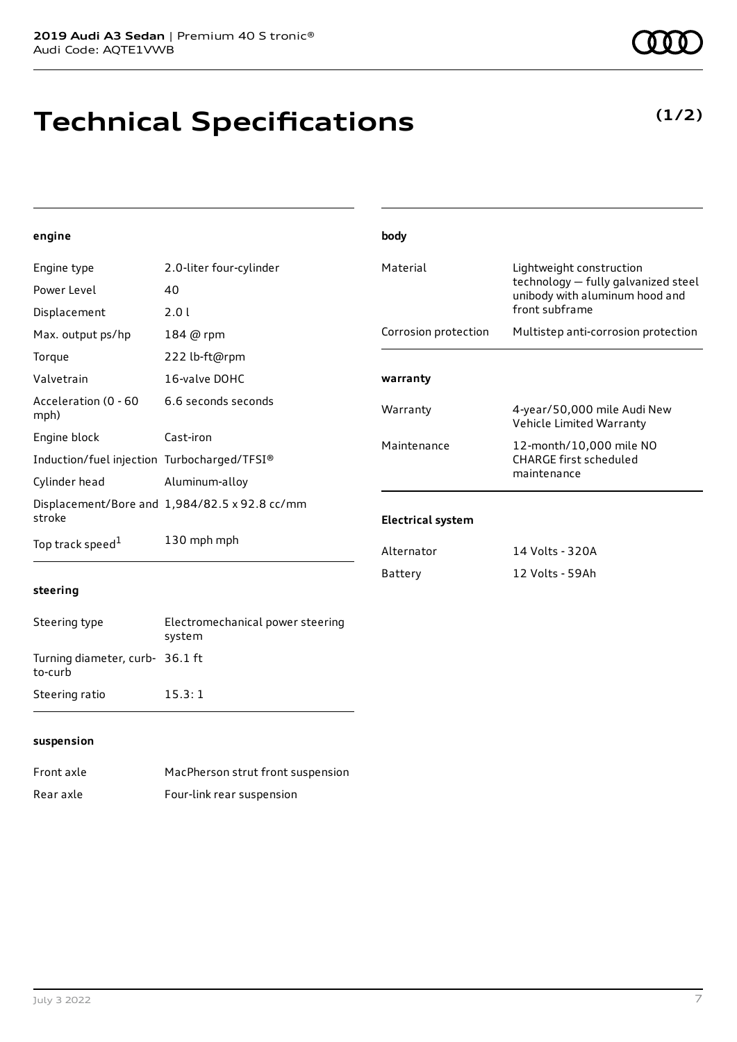# Technical Specifications

**(1/2)**

### engine

| | |
|---|---|
| Engine type | 2.0-liter four-cylinder |
| Power Level | 40 |
| Displacement | 2.0 l |
| Max. output ps/hp | 184 @ rpm |
| Torque | 222 lb-ft@rpm |
| Valvetrain | 16-valve DOHC |
| Acceleration (0 - 60 mph) | 6.6 seconds seconds |
| Engine block | Cast-iron |
| Induction/fuel injection | Turbocharged/TFSI® |
| Cylinder head | Aluminum-alloy |
| Displacement/Bore and stroke | 1,984/82.5 x 92.8 cc/mm |
| Top track speed[1] | 130 mph mph |

### steering

| | |
|---|---|
| Steering type | Electromechanical power steering system |
| Turning diameter, curb-to-curb | 36.1 ft |
| Steering ratio | 15.3: 1 |

### suspension

| | |
|---|---|
| Front axle | MacPherson strut front suspension |
| Rear axle | Four-link rear suspension |

### body

| | |
|---|---|
| Material | Lightweight construction technology — fully galvanized steel unibody with aluminum hood and front subframe |
| Corrosion protection | Multistep anti-corrosion protection |

### warranty

| | |
|---|---|
| Warranty | 4-year/50,000 mile Audi New Vehicle Limited Warranty |
| Maintenance | 12-month/10,000 mile NO CHARGE first scheduled maintenance |

### Electrical system

| | |
|---|---|
| Alternator | 14 Volts - 320A |
| Battery | 12 Volts - 59Ah |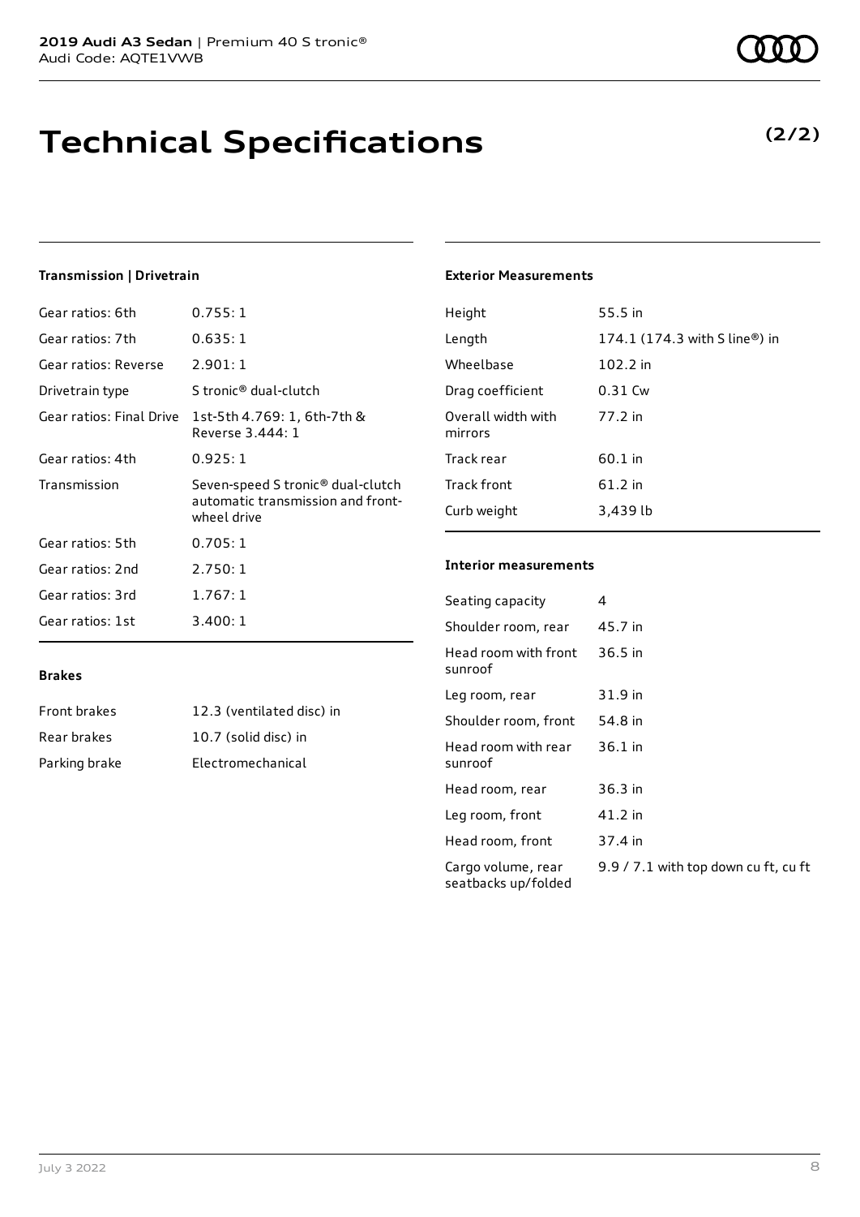# Technical Specifications

**(2/2)**

### Transmission | Drivetrain

| | |
|---|---|
| Gear ratios: 6th | 0.755: 1 |
| Gear ratios: 7th | 0.635: 1 |
| Gear ratios: Reverse | 2.901: 1 |
| Drivetrain type | S tronic® dual-clutch |
| Gear ratios: Final Drive | 1st-5th 4.769: 1, 6th-7th & Reverse 3.444: 1 |
| Gear ratios: 4th | 0.925: 1 |
| Transmission | Seven-speed S tronic® dual-clutch automatic transmission and front-wheel drive |
| Gear ratios: 5th | 0.705: 1 |
| Gear ratios: 2nd | 2.750: 1 |
| Gear ratios: 3rd | 1.767: 1 |
| Gear ratios: 1st | 3.400: 1 |

### Brakes

| | |
|---|---|
| Front brakes | 12.3 (ventilated disc) in |
| Rear brakes | 10.7 (solid disc) in |
| Parking brake | Electromechanical |

### Exterior Measurements

| | |
|---|---|
| Height | 55.5 in |
| Length | 174.1 (174.3 with S line®) in |
| Wheelbase | 102.2 in |
| Drag coefficient | 0.31 Cw |
| Overall width with mirrors | 77.2 in |
| Track rear | 60.1 in |
| Track front | 61.2 in |
| Curb weight | 3,439 lb |

### Interior measurements

| | |
|---|---|
| Seating capacity | 4 |
| Shoulder room, rear | 45.7 in |
| Head room with front sunroof | 36.5 in |
| Leg room, rear | 31.9 in |
| Shoulder room, front | 54.8 in |
| Head room with rear sunroof | 36.1 in |
| Head room, rear | 36.3 in |
| Leg room, front | 41.2 in |
| Head room, front | 37.4 in |
| Cargo volume, rear seatbacks up/folded | 9.9 / 7.1 with top down cu ft, cu ft |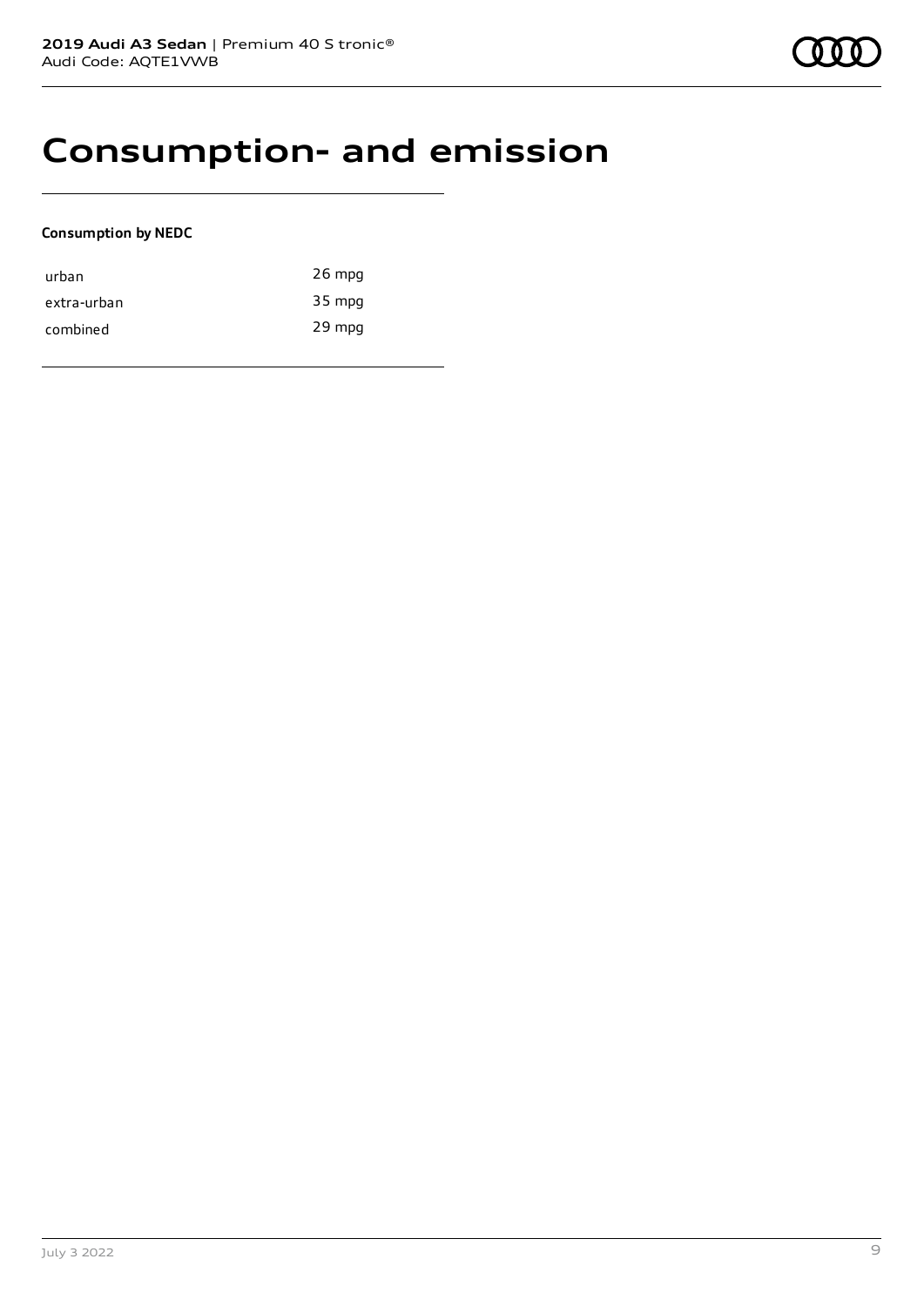# Consumption- and emission

**Consumption by NEDC**

| | |
|---|---|
| urban | 26 mpg |
| extra-urban | 35 mpg |
| combined | 29 mpg |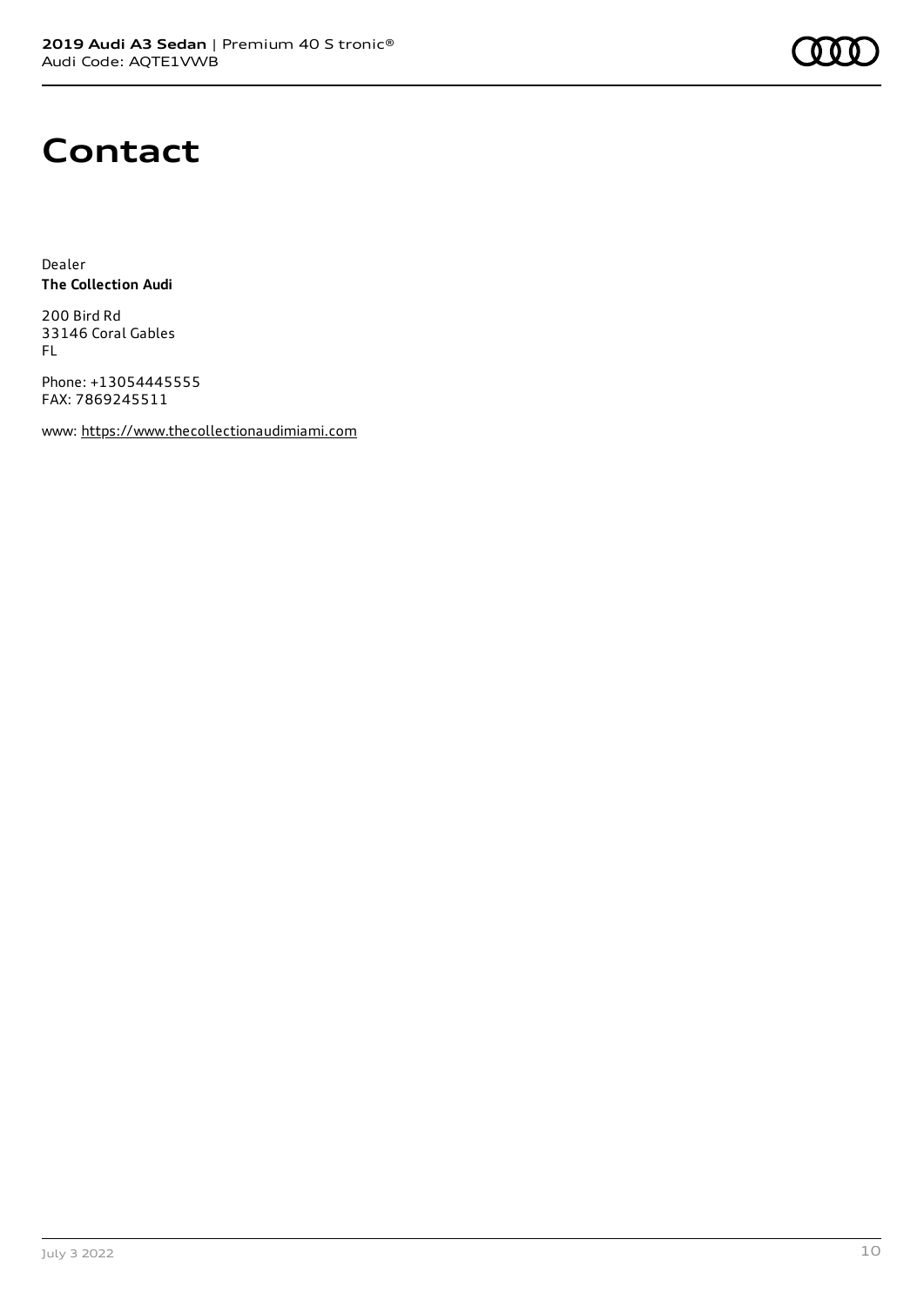# Contact

Dealer
**The Collection Audi**

200 Bird Rd
33146 Coral Gables
FL

Phone: +13054445555
FAX: 7869245511

www: https://www.thecollectionaudimiami.com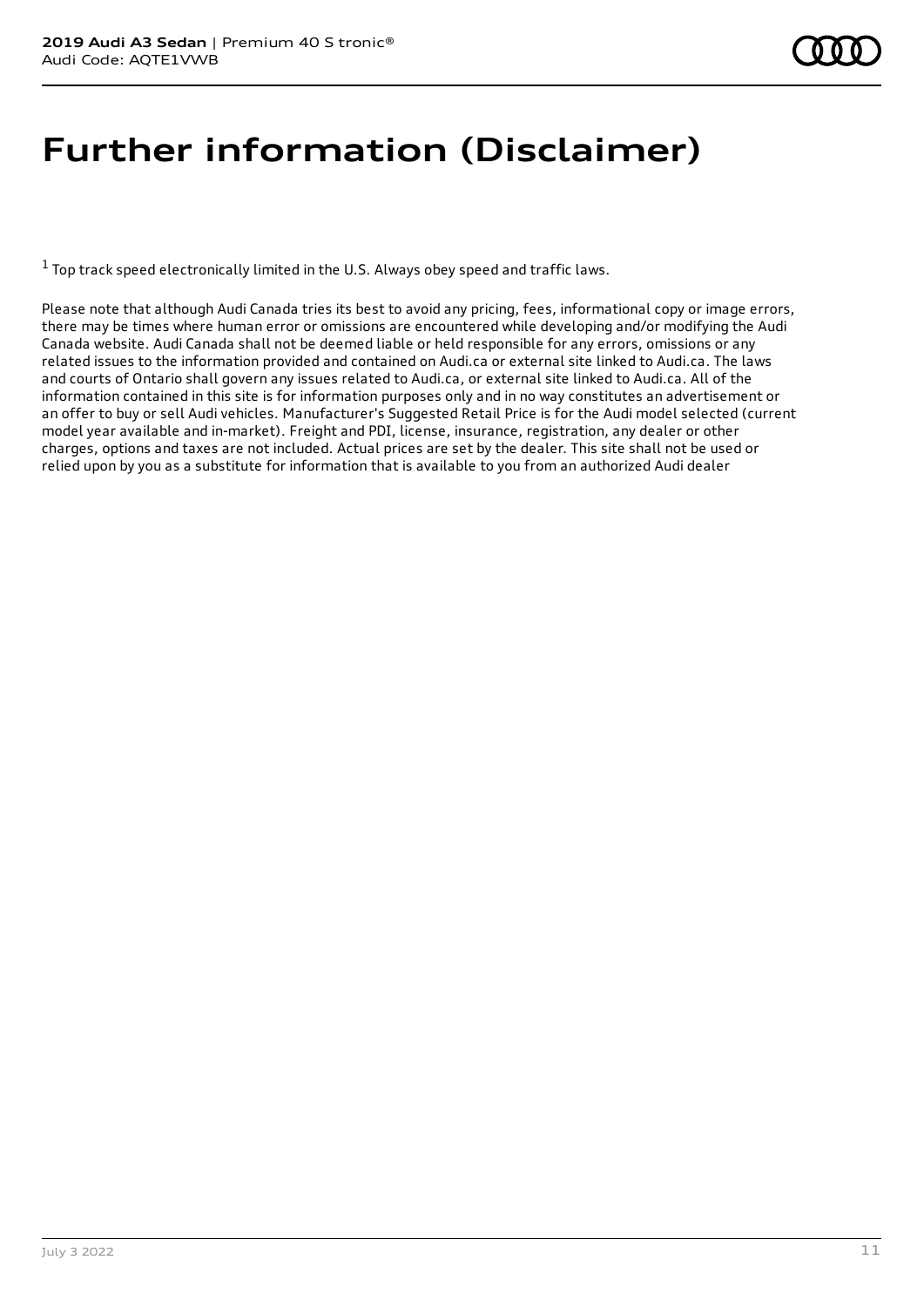# Further information (Disclaimer)

[1] Top track speed electronically limited in the U.S. Always obey speed and traffic laws.

Please note that although Audi Canada tries its best to avoid any pricing, fees, informational copy or image errors, there may be times where human error or omissions are encountered while developing and/or modifying the Audi Canada website. Audi Canada shall not be deemed liable or held responsible for any errors, omissions or any related issues to the information provided and contained on Audi.ca or external site linked to Audi.ca. The laws and courts of Ontario shall govern any issues related to Audi.ca, or external site linked to Audi.ca. All of the information contained in this site is for information purposes only and in no way constitutes an advertisement or an offer to buy or sell Audi vehicles. Manufacturer's Suggested Retail Price is for the Audi model selected (current model year available and in-market). Freight and PDI, license, insurance, registration, any dealer or other charges, options and taxes are not included. Actual prices are set by the dealer. This site shall not be used or relied upon by you as a substitute for information that is available to you from an authorized Audi dealer